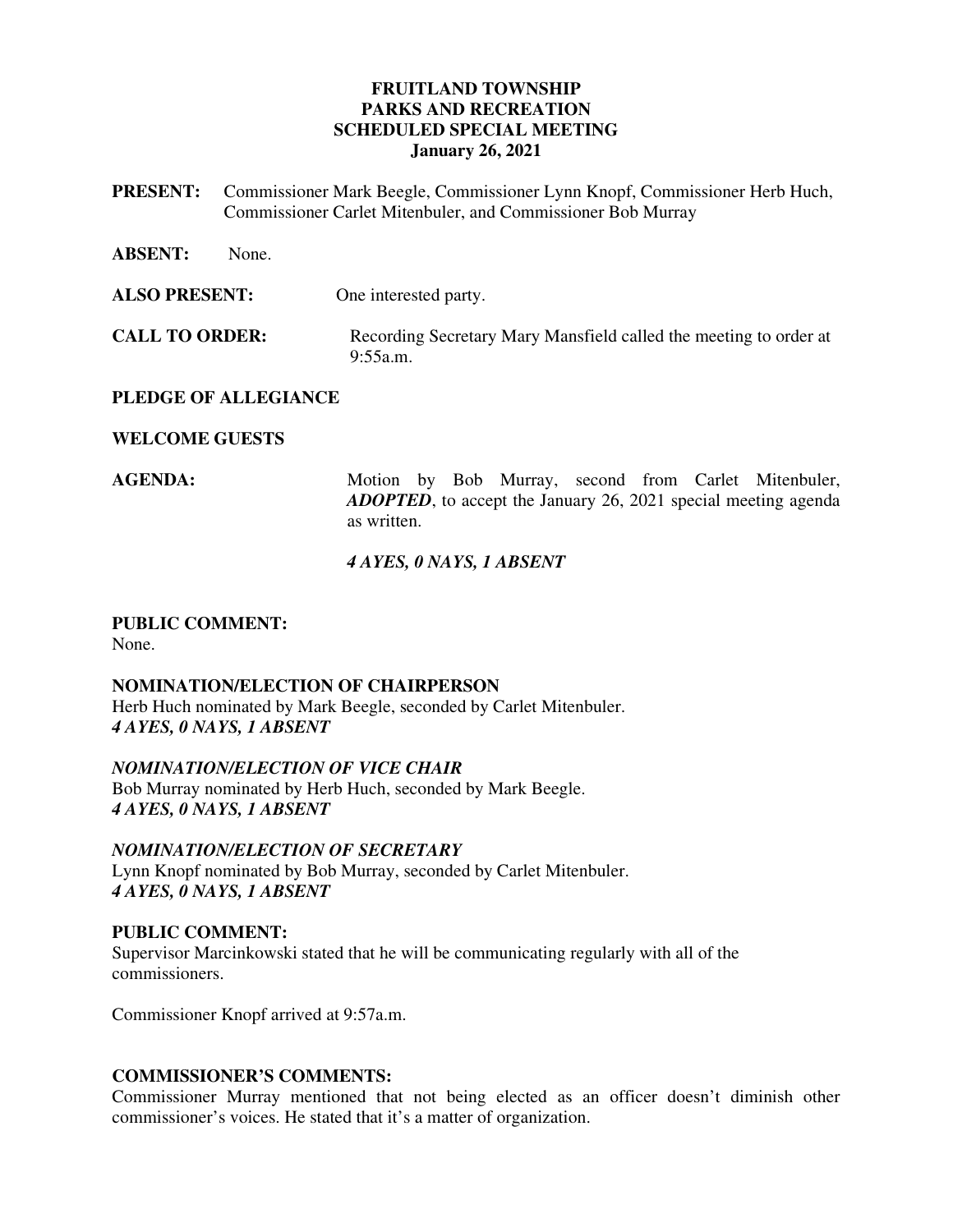**FRUITLAND TOWNSHIP**
**PARKS AND RECREATION**
**SCHEDULED SPECIAL MEETING**
**January 26, 2021**

**PRESENT:** Commissioner Mark Beegle, Commissioner Lynn Knopf, Commissioner Herb Huch, Commissioner Carlet Mitenbuler, and Commissioner Bob Murray

**ABSENT:** None.

**ALSO PRESENT:** One interested party.

**CALL TO ORDER:** Recording Secretary Mary Mansfield called the meeting to order at 9:55a.m.

**PLEDGE OF ALLEGIANCE**

**WELCOME GUESTS**

**AGENDA:** Motion by Bob Murray, second from Carlet Mitenbuler, ***ADOPTED***, to accept the January 26, 2021 special meeting agenda as written.

***4 AYES, 0 NAYS, 1 ABSENT***

**PUBLIC COMMENT:**
None.

**NOMINATION/ELECTION OF CHAIRPERSON**
Herb Huch nominated by Mark Beegle, seconded by Carlet Mitenbuler.
***4 AYES, 0 NAYS, 1 ABSENT***

***NOMINATION/ELECTION OF VICE CHAIR***
Bob Murray nominated by Herb Huch, seconded by Mark Beegle.
***4 AYES, 0 NAYS, 1 ABSENT***

***NOMINATION/ELECTION OF SECRETARY***
Lynn Knopf nominated by Bob Murray, seconded by Carlet Mitenbuler.
***4 AYES, 0 NAYS, 1 ABSENT***

**PUBLIC COMMENT:**
Supervisor Marcinkowski stated that he will be communicating regularly with all of the commissioners.

Commissioner Knopf arrived at 9:57a.m.

**COMMISSIONER'S COMMENTS:**
Commissioner Murray mentioned that not being elected as an officer doesn't diminish other commissioner's voices. He stated that it's a matter of organization.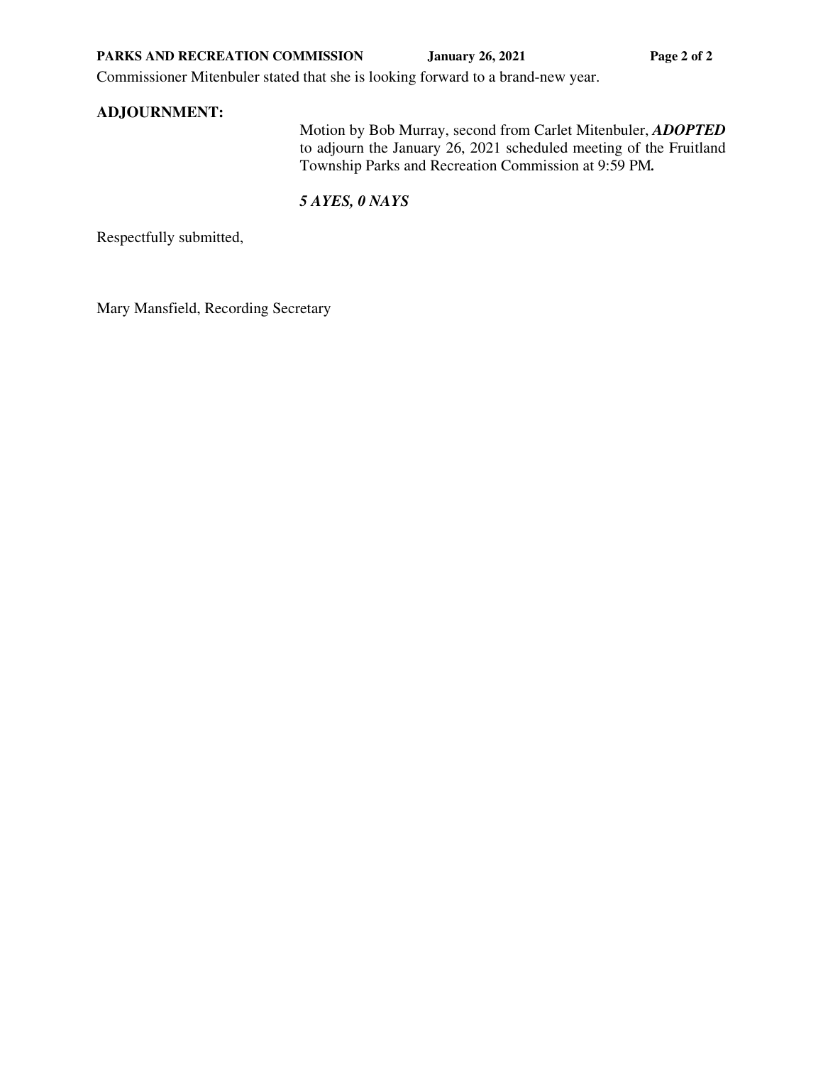Commissioner Mitenbuler stated that she is looking forward to a brand-new year.

**ADJOURNMENT:**

Motion by Bob Murray, second from Carlet Mitenbuler, ***ADOPTED*** to adjourn the January 26, 2021 scheduled meeting of the Fruitland Township Parks and Recreation Commission at 9:59 PM**.**

***5 AYES, 0 NAYS***

Respectfully submitted,

Mary Mansfield, Recording Secretary